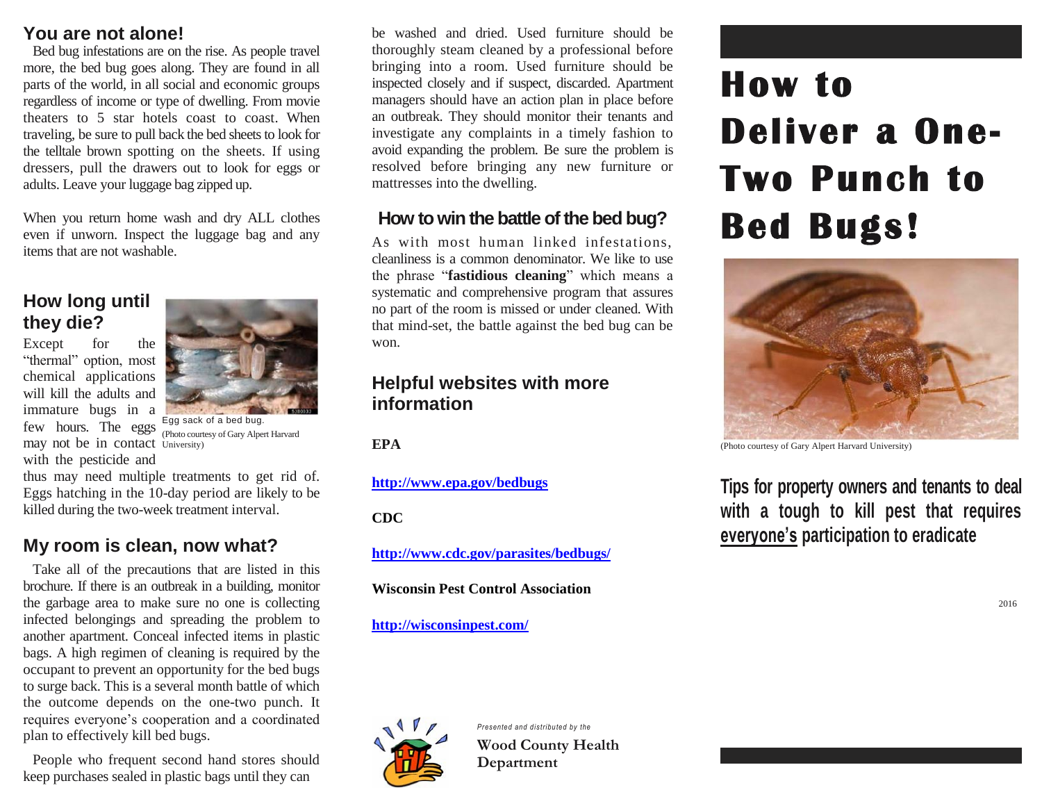## You are not alone!

Bed bug infestations are on the rise. As people travel more, the bed bug goes along. They are found in all parts of the world, in all social and economic groups regardless of income or type of dwelling. From movie theaters to 5 star hotels coast to coast. When traveling, be sure to pull back the bed sheets to look for the telltale brown spotting on the sheets. If using dressers, pull the drawers out to look for eggs or adults. Leave your luggage bag zipped up.

When you return home wash and dry ALL clothes even if unworn. Inspect the luggage bag and any items that are not washable.

## How long until they die?

Except for the "thermal" option, most chemical applications will kill the adults and immature bugs in a few hours. The eggs may not be in contact with the pesticide and thus may need multiple treatments to get rid of. Eggs hatching in the 10-day period are likely to be killed during the two-week treatment interval.

Egg sack of a bed bug.
(Photo courtesy of Gary Alpert Harvard University)

## My room is clean, now what?

Take all of the precautions that are listed in this brochure. If there is an outbreak in a building, monitor the garbage area to make sure no one is collecting infected belongings and spreading the problem to another apartment. Conceal infected items in plastic bags. A high regimen of cleaning is required by the occupant to prevent an opportunity for the bed bugs to surge back. This is a several month battle of which the outcome depends on the one-two punch. It requires everyone's cooperation and a coordinated plan to effectively kill bed bugs.

People who frequent second hand stores should keep purchases sealed in plastic bags until they can be washed and dried. Used furniture should be thoroughly steam cleaned by a professional before bringing into a room. Used furniture should be inspected closely and if suspect, discarded. Apartment managers should have an action plan in place before an outbreak. They should monitor their tenants and investigate any complaints in a timely fashion to avoid expanding the problem. Be sure the problem is resolved before bringing any new furniture or mattresses into the dwelling.

## How to win the battle of the bed bug?

As with most human linked infestations, cleanliness is a common denominator. We like to use the phrase "**fastidious cleaning**" which means a systematic and comprehensive program that assures no part of the room is missed or under cleaned. With that mind-set, the battle against the bed bug can be won.

## Helpful websites with more information

**EPA**

**http://www.epa.gov/bedbugs**

**CDC**

**http://www.cdc.gov/parasites/bedbugs/**

**Wisconsin Pest Control Association**

**http://wisconsinpest.com/**

*Presented and distributed by the*

**Wood County Health Department**

# How to Deliver a One-Two Punch to Bed Bugs!

(Photo courtesy of Gary Alpert Harvard University)

**Tips for property owners and tenants to deal with a tough to kill pest that requires <u>everyone's</u> participation to eradicate**

2016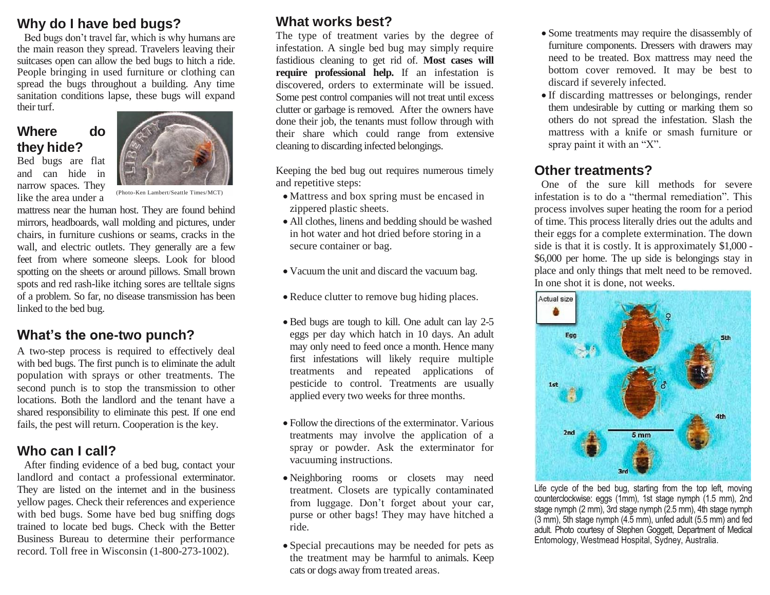## Why do I have bed bugs?

Bed bugs don't travel far, which is why humans are the main reason they spread. Travelers leaving their suitcases open can allow the bed bugs to hitch a ride. People bringing in used furniture or clothing can spread the bugs throughout a building. Any time sanitation conditions lapse, these bugs will expand their turf.

## Where do they hide?

(Photo-Ken Lambert/Seattle Times/MCT)

Bed bugs are flat and can hide in narrow spaces. They like the area under a mattress near the human host. They are found behind mirrors, headboards, wall molding and pictures, under chairs, in furniture cushions or seams, cracks in the wall, and electric outlets. They generally are a few feet from where someone sleeps. Look for blood spotting on the sheets or around pillows. Small brown spots and red rash-like itching sores are telltale signs of a problem. So far, no disease transmission has been linked to the bed bug.

## What's the one-two punch?

A two-step process is required to effectively deal with bed bugs. The first punch is to eliminate the adult population with sprays or other treatments. The second punch is to stop the transmission to other locations. Both the landlord and the tenant have a shared responsibility to eliminate this pest. If one end fails, the pest will return. Cooperation is the key.

## Who can I call?

After finding evidence of a bed bug, contact your landlord and contact a professional exterminator. They are listed on the internet and in the business yellow pages. Check their references and experience with bed bugs. Some have bed bug sniffing dogs trained to locate bed bugs. Check with the Better Business Bureau to determine their performance record. Toll free in Wisconsin (1-800-273-1002).

## What works best?

The type of treatment varies by the degree of infestation. A single bed bug may simply require fastidious cleaning to get rid of. **Most cases will require professional help.** If an infestation is discovered, orders to exterminate will be issued. Some pest control companies will not treat until excess clutter or garbage is removed. After the owners have done their job, the tenants must follow through with their share which could range from extensive cleaning to discarding infected belongings.

Keeping the bed bug out requires numerous timely and repetitive steps:

- Mattress and box spring must be encased in zippered plastic sheets.
- All clothes, linens and bedding should be washed in hot water and hot dried before storing in a secure container or bag.
- Vacuum the unit and discard the vacuum bag.
- Reduce clutter to remove bug hiding places.
- Bed bugs are tough to kill. One adult can lay 2-5 eggs per day which hatch in 10 days. An adult may only need to feed once a month. Hence many first infestations will likely require multiple treatments and repeated applications of pesticide to control. Treatments are usually applied every two weeks for three months.
- Follow the directions of the exterminator. Various treatments may involve the application of a spray or powder. Ask the exterminator for vacuuming instructions.
- Neighboring rooms or closets may need treatment. Closets are typically contaminated from luggage. Don't forget about your car, purse or other bags! They may have hitched a ride.
- Special precautions may be needed for pets as the treatment may be harmful to animals. Keep cats or dogs away from treated areas.
- Some treatments may require the disassembly of furniture components. Dressers with drawers may need to be treated. Box mattress may need the bottom cover removed. It may be best to discard if severely infected.
- If discarding mattresses or belongings, render them undesirable by cutting or marking them so others do not spread the infestation. Slash the mattress with a knife or smash furniture or spray paint it with an "X".

## Other treatments?

One of the sure kill methods for severe infestation is to do a "thermal remediation". This process involves super heating the room for a period of time. This process literally dries out the adults and their eggs for a complete extermination. The down side is that it is costly. It is approximately $1,000 - $6,000 per home. The up side is belongings stay in place and only things that melt need to be removed. In one shot it is done, not weeks.

Actual size
Egg
1st
2nd
3rd
4th
5th
♀
♂
5 mm

Life cycle of the bed bug, starting from the top left, moving counterclockwise: eggs (1mm), 1st stage nymph (1.5 mm), 2nd stage nymph (2 mm), 3rd stage nymph (2.5 mm), 4th stage nymph (3 mm), 5th stage nymph (4.5 mm), unfed adult (5.5 mm) and fed adult. Photo courtesy of Stephen Goggett, Department of Medical Entomology, Westmead Hospital, Sydney, Australia.